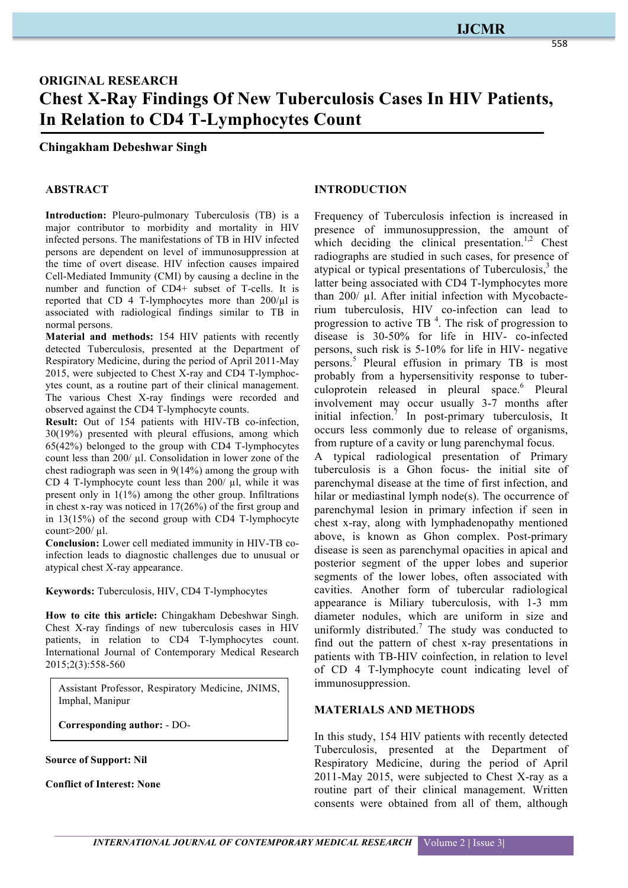## ORIGINAL RESEARCH

# Chest X-Ray Findings Of New Tuberculosis Cases In HIV Patients, In Relation to CD4 T-Lymphocytes Count

**Chingakham Debeshwar Singh**

## ABSTRACT

**Introduction:** Pleuro-pulmonary Tuberculosis (TB) is a major contributor to morbidity and mortality in HIV infected persons. The manifestations of TB in HIV infected persons are dependent on level of immunosuppression at the time of overt disease. HIV infection causes impaired Cell-Mediated Immunity (CMI) by causing a decline in the number and function of CD4+ subset of T-cells. It is reported that CD 4 T-lymphocytes more than 200/μl is associated with radiological findings similar to TB in normal persons.

**Material and methods:** 154 HIV patients with recently detected Tuberculosis, presented at the Department of Respiratory Medicine, during the period of April 2011-May 2015, were subjected to Chest X-ray and CD4 T-lymphocytes count, as a routine part of their clinical management. The various Chest X-ray findings were recorded and observed against the CD4 T-lymphocyte counts.

**Result:** Out of 154 patients with HIV-TB co-infection, 30(19%) presented with pleural effusions, among which 65(42%) belonged to the group with CD4 T-lymphocytes count less than 200/ μl. Consolidation in lower zone of the chest radiograph was seen in 9(14%) among the group with CD 4 T-lymphocyte count less than 200/ μl, while it was present only in 1(1%) among the other group. Infiltrations in chest x-ray was noticed in 17(26%) of the first group and in 13(15%) of the second group with CD4 T-lymphocyte count>200/ μl.

**Conclusion:** Lower cell mediated immunity in HIV-TB co-infection leads to diagnostic challenges due to unusual or atypical chest X-ray appearance.

**Keywords:** Tuberculosis, HIV, CD4 T-lymphocytes

**How to cite this article:** Chingakham Debeshwar Singh. Chest X-ray findings of new tuberculosis cases in HIV patients, in relation to CD4 T-lymphocytes count. International Journal of Contemporary Medical Research 2015;2(3):558-560

Assistant Professor, Respiratory Medicine, JNIMS, Imphal, Manipur

**Corresponding author:** - DO-

**Source of Support: Nil**

**Conflict of Interest: None**

## INTRODUCTION

Frequency of Tuberculosis infection is increased in presence of immunosuppression, the amount of which deciding the clinical presentation.[1,2] Chest radiographs are studied in such cases, for presence of atypical or typical presentations of Tuberculosis,[3] the latter being associated with CD4 T-lymphocytes more than 200/ μl. After initial infection with Mycobacterium tuberculosis, HIV co-infection can lead to progression to active TB [4]. The risk of progression to disease is 30-50% for life in HIV- co-infected persons, such risk is 5-10% for life in HIV- negative persons.[5] Pleural effusion in primary TB is most probably from a hypersensitivity response to tuberculoprotein released in pleural space.[6] Pleural involvement may occur usually 3-7 months after initial infection.[7] In post-primary tuberculosis, It occurs less commonly due to release of organisms, from rupture of a cavity or lung parenchymal focus.

A typical radiological presentation of Primary tuberculosis is a Ghon focus- the initial site of parenchymal disease at the time of first infection, and hilar or mediastinal lymph node(s). The occurrence of parenchymal lesion in primary infection if seen in chest x-ray, along with lymphadenopathy mentioned above, is known as Ghon complex. Post-primary disease is seen as parenchymal opacities in apical and posterior segment of the upper lobes and superior segments of the lower lobes, often associated with cavities. Another form of tubercular radiological appearance is Miliary tuberculosis, with 1-3 mm diameter nodules, which are uniform in size and uniformly distributed.[7] The study was conducted to find out the pattern of chest x-ray presentations in patients with TB-HIV coinfection, in relation to level of CD 4 T-lymphocyte count indicating level of immunosuppression.

## MATERIALS AND METHODS

In this study, 154 HIV patients with recently detected Tuberculosis, presented at the Department of Respiratory Medicine, during the period of April 2011-May 2015, were subjected to Chest X-ray as a routine part of their clinical management. Written consents were obtained from all of them, although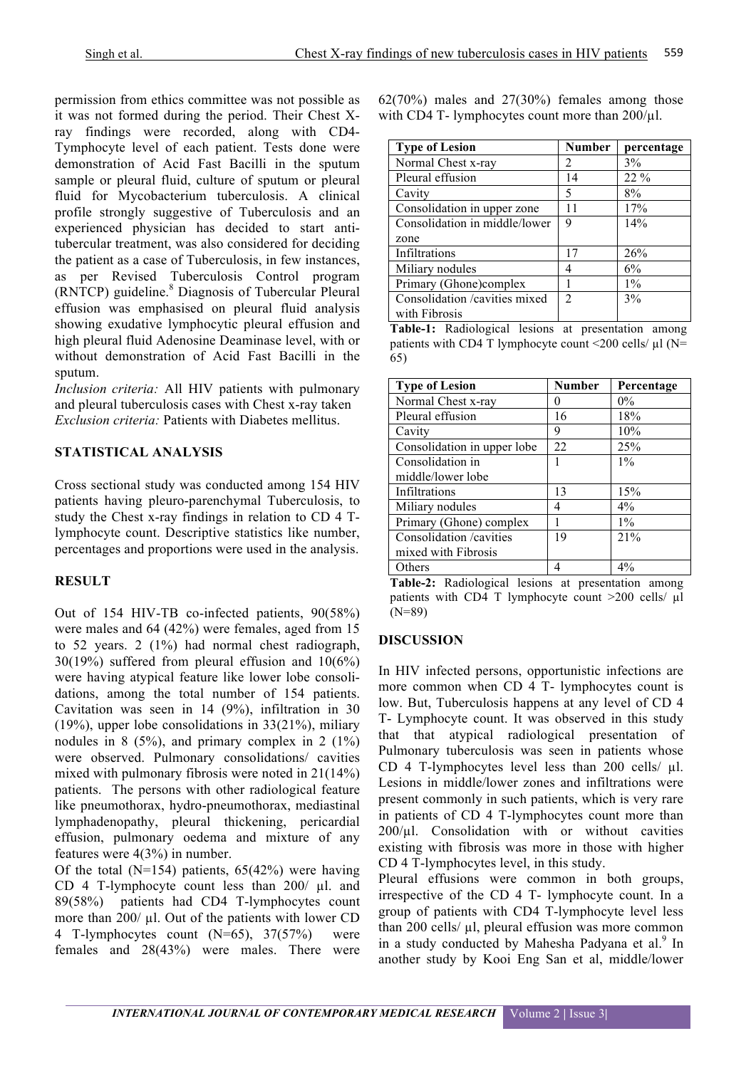permission from ethics committee was not possible as it was not formed during the period. Their Chest X-ray findings were recorded, along with CD4-Tymphocyte level of each patient. Tests done were demonstration of Acid Fast Bacilli in the sputum sample or pleural fluid, culture of sputum or pleural fluid for Mycobacterium tuberculosis. A clinical profile strongly suggestive of Tuberculosis and an experienced physician has decided to start anti-tubercular treatment, was also considered for deciding the patient as a case of Tuberculosis, in few instances, as per Revised Tuberculosis Control program (RNTCP) guideline.[8] Diagnosis of Tubercular Pleural effusion was emphasised on pleural fluid analysis showing exudative lymphocytic pleural effusion and high pleural fluid Adenosine Deaminase level, with or without demonstration of Acid Fast Bacilli in the sputum.

*Inclusion criteria:* All HIV patients with pulmonary and pleural tuberculosis cases with Chest x-ray taken

*Exclusion criteria:* Patients with Diabetes mellitus.

## STATISTICAL ANALYSIS

Cross sectional study was conducted among 154 HIV patients having pleuro-parenchymal Tuberculosis, to study the Chest x-ray findings in relation to CD 4 T-lymphocyte count. Descriptive statistics like number, percentages and proportions were used in the analysis.

## RESULT

Out of 154 HIV-TB co-infected patients, 90(58%) were males and 64 (42%) were females, aged from 15 to 52 years. 2 (1%) had normal chest radiograph, 30(19%) suffered from pleural effusion and 10(6%) were having atypical feature like lower lobe consolidations, among the total number of 154 patients. Cavitation was seen in 14 (9%), infiltration in 30 (19%), upper lobe consolidations in 33(21%), miliary nodules in 8 (5%), and primary complex in 2 (1%) were observed. Pulmonary consolidations/ cavities mixed with pulmonary fibrosis were noted in 21(14%) patients. The persons with other radiological feature like pneumothorax, hydro-pneumothorax, mediastinal lymphadenopathy, pleural thickening, pericardial effusion, pulmonary oedema and mixture of any features were 4(3%) in number.

Of the total (N=154) patients, 65(42%) were having CD 4 T-lymphocyte count less than 200/ µl. and 89(58%) patients had CD4 T-lymphocytes count more than 200/ µl. Out of the patients with lower CD 4 T-lymphocytes count (N=65), 37(57%) were females and 28(43%) were males. There were 62(70%) males and 27(30%) females among those with CD4 T- lymphocytes count more than 200/µl.

| Type of Lesion | Number | percentage |
|---|---|---|
| Normal Chest x-ray | 2 | 3% |
| Pleural effusion | 14 | 22 % |
| Cavity | 5 | 8% |
| Consolidation in upper zone | 11 | 17% |
| Consolidation in middle/lower zone | 9 | 14% |
| Infiltrations | 17 | 26% |
| Miliary nodules | 4 | 6% |
| Primary (Ghone)complex | 1 | 1% |
| Consolidation /cavities mixed with Fibrosis | 2 | 3% |

**Table-1:** Radiological lesions at presentation among patients with CD4 T lymphocyte count <200 cells/ µl (N= 65)

| Type of Lesion | Number | Percentage |
|---|---|---|
| Normal Chest x-ray | 0 | 0% |
| Pleural effusion | 16 | 18% |
| Cavity | 9 | 10% |
| Consolidation in upper lobe | 22 | 25% |
| Consolidation in middle/lower lobe | 1 | 1% |
| Infiltrations | 13 | 15% |
| Miliary nodules | 4 | 4% |
| Primary (Ghone) complex | 1 | 1% |
| Consolidation /cavities mixed with Fibrosis | 19 | 21% |
| Others | 4 | 4% |

**Table-2:** Radiological lesions at presentation among patients with CD4 T lymphocyte count >200 cells/ µl (N=89)

## DISCUSSION

In HIV infected persons, opportunistic infections are more common when CD 4 T- lymphocytes count is low. But, Tuberculosis happens at any level of CD 4 T- Lymphocyte count. It was observed in this study that that atypical radiological presentation of Pulmonary tuberculosis was seen in patients whose CD 4 T-lymphocytes level less than 200 cells/ µl. Lesions in middle/lower zones and infiltrations were present commonly in such patients, which is very rare in patients of CD 4 T-lymphocytes count more than 200/µl. Consolidation with or without cavities existing with fibrosis was more in those with higher CD 4 T-lymphocytes level, in this study.

Pleural effusions were common in both groups, irrespective of the CD 4 T- lymphocyte count. In a group of patients with CD4 T-lymphocyte level less than 200 cells/ µl, pleural effusion was more common in a study conducted by Mahesha Padyana et al.[9] In another study by Kooi Eng San et al, middle/lower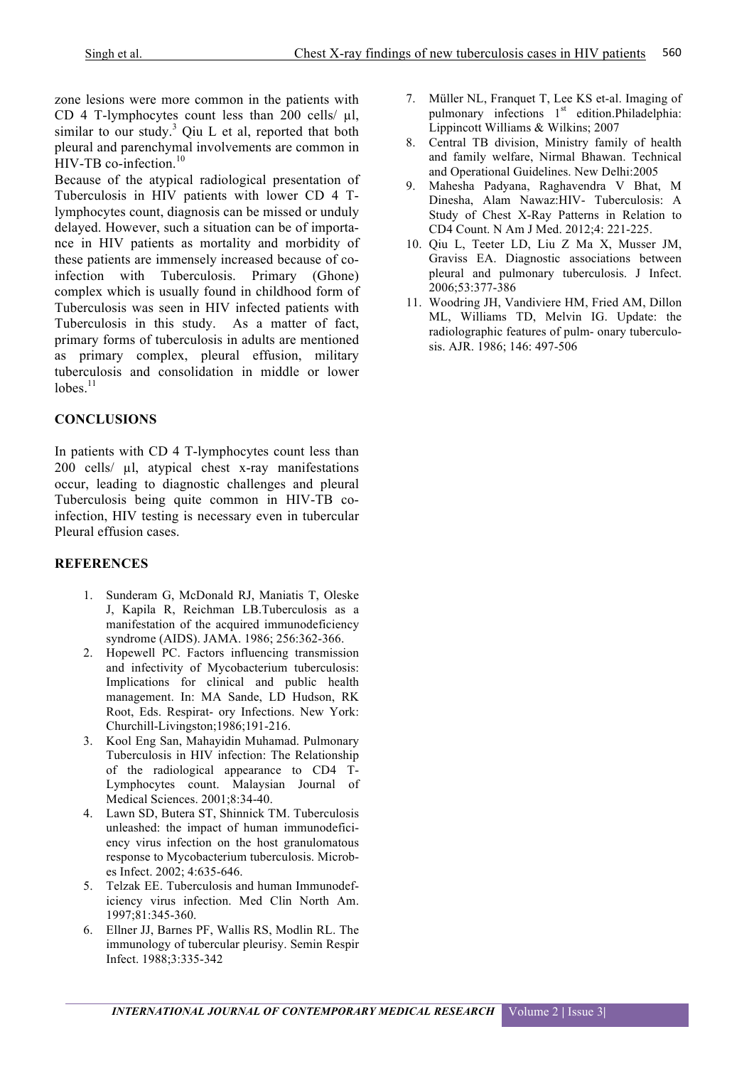zone lesions were more common in the patients with CD 4 T-lymphocytes count less than 200 cells/ µl, similar to our study.[3] Qiu L et al, reported that both pleural and parenchymal involvements are common in HIV-TB co-infection.[10]

Because of the atypical radiological presentation of Tuberculosis in HIV patients with lower CD 4 T-lymphocytes count, diagnosis can be missed or unduly delayed. However, such a situation can be of importance in HIV patients as mortality and morbidity of these patients are immensely increased because of co-infection with Tuberculosis. Primary (Ghone) complex which is usually found in childhood form of Tuberculosis was seen in HIV infected patients with Tuberculosis in this study. As a matter of fact, primary forms of tuberculosis in adults are mentioned as primary complex, pleural effusion, military tuberculosis and consolidation in middle or lower lobes.[11]

## CONCLUSIONS

In patients with CD 4 T-lymphocytes count less than 200 cells/ µl, atypical chest x-ray manifestations occur, leading to diagnostic challenges and pleural Tuberculosis being quite common in HIV-TB co-infection, HIV testing is necessary even in tubercular Pleural effusion cases.

## REFERENCES

1. Sunderam G, McDonald RJ, Maniatis T, Oleske J, Kapila R, Reichman LB.Tuberculosis as a manifestation of the acquired immunodeficiency syndrome (AIDS). JAMA. 1986; 256:362-366.
2. Hopewell PC. Factors influencing transmission and infectivity of Mycobacterium tuberculosis: Implications for clinical and public health management. In: MA Sande, LD Hudson, RK Root, Eds. Respirat- ory Infections. New York: Churchill-Livingston;1986;191-216.
3. Kool Eng San, Mahayidin Muhamad. Pulmonary Tuberculosis in HIV infection: The Relationship of the radiological appearance to CD4 T-Lymphocytes count. Malaysian Journal of Medical Sciences. 2001;8:34-40.
4. Lawn SD, Butera ST, Shinnick TM. Tuberculosis unleashed: the impact of human immunodeficiency virus infection on the host granulomatous response to Mycobacterium tuberculosis. Microbes Infect. 2002; 4:635-646.
5. Telzak EE. Tuberculosis and human Immunodeficiency virus infection. Med Clin North Am. 1997;81:345-360.
6. Ellner JJ, Barnes PF, Wallis RS, Modlin RL. The immunology of tubercular pleurisy. Semin Respir Infect. 1988;3:335-342
7. Müller NL, Franquet T, Lee KS et-al. Imaging of pulmonary infections 1st edition.Philadelphia: Lippincott Williams & Wilkins; 2007
8. Central TB division, Ministry family of health and family welfare, Nirmal Bhawan. Technical and Operational Guidelines. New Delhi:2005
9. Mahesha Padyana, Raghavendra V Bhat, M Dinesha, Alam Nawaz:HIV- Tuberculosis: A Study of Chest X-Ray Patterns in Relation to CD4 Count. N Am J Med. 2012;4: 221-225.
10. Qiu L, Teeter LD, Liu Z Ma X, Musser JM, Graviss EA. Diagnostic associations between pleural and pulmonary tuberculosis. J Infect. 2006;53:377-386
11. Woodring JH, Vandiviere HM, Fried AM, Dillon ML, Williams TD, Melvin IG. Update: the radiographic features of pulm- onary tuberculosis. AJR. 1986; 146: 497-506